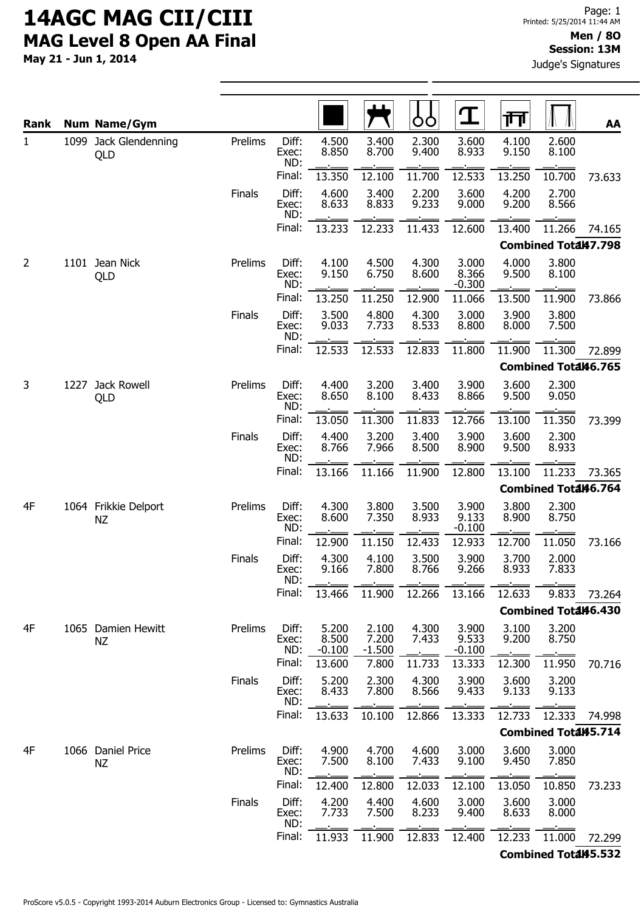# 14AGC MAG CII/CIII

## MAG Level 8 Open AA Final

**May 21 - Jun 1, 2014**

**Men / 8O**
**Session: 13M**
Judge's Signatures

| Rank | Num | Name/Gym | | | Floor | Pommel Horse | Rings | Vault | Parallel Bars | High Bar | AA |
|---|---|---|---|---|---|---|---|---|---|---|---|
| 1 | 1099 | Jack Glendenning QLD | Prelims | Diff: | 4.500 | 3.400 | 2.300 | 3.600 | 4.100 | 2.600 | |
| | | | | Exec: | 8.850 | 8.700 | 9.400 | 8.933 | 9.150 | 8.100 | |
| | | | | ND: | | | | | | | |
| | | | | Final: | 13.350 | 12.100 | 11.700 | 12.533 | 13.250 | 10.700 | 73.633 |
| | | | Finals | Diff: | 4.600 | 3.400 | 2.200 | 3.600 | 4.200 | 2.700 | |
| | | | | Exec: | 8.633 | 8.833 | 9.233 | 9.000 | 9.200 | 8.566 | |
| | | | | ND: | | | | | | | |
| | | | | Final: | 13.233 | 12.233 | 11.433 | 12.600 | 13.400 | 11.266 | 74.165 |
| | | | | | | | | | | Combined Total: | 147.798 |
| 2 | 1101 | Jean Nick QLD | Prelims | Diff: | 4.100 | 4.500 | 4.300 | 3.000 | 4.000 | 3.800 | |
| | | | | Exec: | 9.150 | 6.750 | 8.600 | 8.366 | 9.500 | 8.100 | |
| | | | | ND: | | | | -0.300 | | | |
| | | | | Final: | 13.250 | 11.250 | 12.900 | 11.066 | 13.500 | 11.900 | 73.866 |
| | | | Finals | Diff: | 3.500 | 4.800 | 4.300 | 3.000 | 3.900 | 3.800 | |
| | | | | Exec: | 9.033 | 7.733 | 8.533 | 8.800 | 8.000 | 7.500 | |
| | | | | ND: | | | | | | | |
| | | | | Final: | 12.533 | 12.533 | 12.833 | 11.800 | 11.900 | 11.300 | 72.899 |
| | | | | | | | | | | Combined Total: | 146.765 |
| 3 | 1227 | Jack Rowell QLD | Prelims | Diff: | 4.400 | 3.200 | 3.400 | 3.900 | 3.600 | 2.300 | |
| | | | | Exec: | 8.650 | 8.100 | 8.433 | 8.866 | 9.500 | 9.050 | |
| | | | | ND: | | | | | | | |
| | | | | Final: | 13.050 | 11.300 | 11.833 | 12.766 | 13.100 | 11.350 | 73.399 |
| | | | Finals | Diff: | 4.400 | 3.200 | 3.400 | 3.900 | 3.600 | 2.300 | |
| | | | | Exec: | 8.766 | 7.966 | 8.500 | 8.900 | 9.500 | 8.933 | |
| | | | | ND: | | | | | | | |
| | | | | Final: | 13.166 | 11.166 | 11.900 | 12.800 | 13.100 | 11.233 | 73.365 |
| | | | | | | | | | | Combined Total: | 146.764 |
| 4F | 1064 | Frikkie Delport NZ | Prelims | Diff: | 4.300 | 3.800 | 3.500 | 3.900 | 3.800 | 2.300 | |
| | | | | Exec: | 8.600 | 7.350 | 8.933 | 9.133 | 8.900 | 8.750 | |
| | | | | ND: | | | | -0.100 | | | |
| | | | | Final: | 12.900 | 11.150 | 12.433 | 12.933 | 12.700 | 11.050 | 73.166 |
| | | | Finals | Diff: | 4.300 | 4.100 | 3.500 | 3.900 | 3.700 | 2.000 | |
| | | | | Exec: | 9.166 | 7.800 | 8.766 | 9.266 | 8.933 | 7.833 | |
| | | | | ND: | | | | | | | |
| | | | | Final: | 13.466 | 11.900 | 12.266 | 13.166 | 12.633 | 9.833 | 73.264 |
| | | | | | | | | | | Combined Total: | 146.430 |
| 4F | 1065 | Damien Hewitt NZ | Prelims | Diff: | 5.200 | 2.100 | 4.300 | 3.900 | 3.100 | 3.200 | |
| | | | | Exec: | 8.500 | 7.200 | 7.433 | 9.533 | 9.200 | 8.750 | |
| | | | | ND: | -0.100 | -1.500 | | -0.100 | | | |
| | | | | Final: | 13.600 | 7.800 | 11.733 | 13.333 | 12.300 | 11.950 | 70.716 |
| | | | Finals | Diff: | 5.200 | 2.300 | 4.300 | 3.900 | 3.600 | 3.200 | |
| | | | | Exec: | 8.433 | 7.800 | 8.566 | 9.433 | 9.133 | 9.133 | |
| | | | | ND: | | | | | | | |
| | | | | Final: | 13.633 | 10.100 | 12.866 | 13.333 | 12.733 | 12.333 | 74.998 |
| | | | | | | | | | | Combined Total: | 145.714 |
| 4F | 1066 | Daniel Price NZ | Prelims | Diff: | 4.900 | 4.700 | 4.600 | 3.000 | 3.600 | 3.000 | |
| | | | | Exec: | 7.500 | 8.100 | 7.433 | 9.100 | 9.450 | 7.850 | |
| | | | | ND: | | | | | | | |
| | | | | Final: | 12.400 | 12.800 | 12.033 | 12.100 | 13.050 | 10.850 | 73.233 |
| | | | Finals | Diff: | 4.200 | 4.400 | 4.600 | 3.000 | 3.600 | 3.000 | |
| | | | | Exec: | 7.733 | 7.500 | 8.233 | 9.400 | 8.633 | 8.000 | |
| | | | | ND: | | | | | | | |
| | | | | Final: | 11.933 | 11.900 | 12.833 | 12.400 | 12.233 | 11.000 | 72.299 |
| | | | | | | | | | | Combined Total: | 145.532 |

ProScore v5.0.5 - Copyright 1993-2014 Auburn Electronics Group - Licensed to: Gymnastics Australia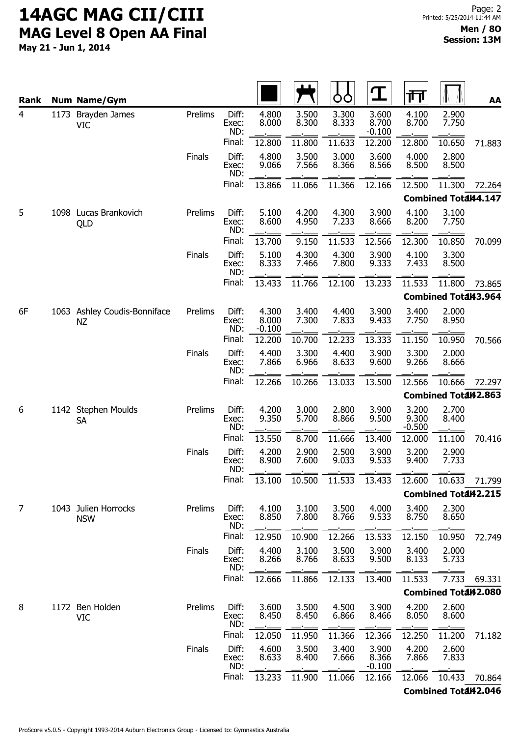# 14AGC MAG CII/CIII

## MAG Level 8 Open AA Final

**May 21 - Jun 1, 2014**

**Men / 8O**
**Session: 13M**

| Rank | Num | Name/Gym | | | Floor | Pommel Horse | Rings | Vault | Parallel Bars | High Bar | AA |
|---|---|---|---|---|---|---|---|---|---|---|---|
| 4 | 1173 | Brayden James VIC | Prelims | Diff: | 4.800 | 3.500 | 3.300 | 3.600 | 4.100 | 2.900 | |
| | | | | Exec: | 8.000 | 8.300 | 8.333 | 8.700 | 8.700 | 7.750 | |
| | | | | ND: | | | | -0.100 | | | |
| | | | | Final: | 12.800 | 11.800 | 11.633 | 12.200 | 12.800 | 10.650 | 71.883 |
| | | | Finals | Diff: | 4.800 | 3.500 | 3.000 | 3.600 | 4.000 | 2.800 | |
| | | | | Exec: | 9.066 | 7.566 | 8.366 | 8.566 | 8.500 | 8.500 | |
| | | | | ND: | | | | | | | |
| | | | | Final: | 13.866 | 11.066 | 11.366 | 12.166 | 12.500 | 11.300 | 72.264 |
| | | | | | | | | | | Combined Total | 144.147 |
| 5 | 1098 | Lucas Brankovich QLD | Prelims | Diff: | 5.100 | 4.200 | 4.300 | 3.900 | 4.100 | 3.100 | |
| | | | | Exec: | 8.600 | 4.950 | 7.233 | 8.666 | 8.200 | 7.750 | |
| | | | | ND: | | | | | | | |
| | | | | Final: | 13.700 | 9.150 | 11.533 | 12.566 | 12.300 | 10.850 | 70.099 |
| | | | Finals | Diff: | 5.100 | 4.300 | 4.300 | 3.900 | 4.100 | 3.300 | |
| | | | | Exec: | 8.333 | 7.466 | 7.800 | 9.333 | 7.433 | 8.500 | |
| | | | | ND: | | | | | | | |
| | | | | Final: | 13.433 | 11.766 | 12.100 | 13.233 | 11.533 | 11.800 | 73.865 |
| | | | | | | | | | | Combined Total | 143.964 |
| 6F | 1063 | Ashley Coudis-Bonniface NZ | Prelims | Diff: | 4.300 | 3.400 | 4.400 | 3.900 | 3.400 | 2.000 | |
| | | | | Exec: | 8.000 | 7.300 | 7.833 | 9.433 | 7.750 | 8.950 | |
| | | | | ND: | -0.100 | | | | | | |
| | | | | Final: | 12.200 | 10.700 | 12.233 | 13.333 | 11.150 | 10.950 | 70.566 |
| | | | Finals | Diff: | 4.400 | 3.300 | 4.400 | 3.900 | 3.300 | 2.000 | |
| | | | | Exec: | 7.866 | 6.966 | 8.633 | 9.600 | 9.266 | 8.666 | |
| | | | | ND: | | | | | | | |
| | | | | Final: | 12.266 | 10.266 | 13.033 | 13.500 | 12.566 | 10.666 | 72.297 |
| | | | | | | | | | | Combined Total | 142.863 |
| 6 | 1142 | Stephen Moulds SA | Prelims | Diff: | 4.200 | 3.000 | 2.800 | 3.900 | 3.200 | 2.700 | |
| | | | | Exec: | 9.350 | 5.700 | 8.866 | 9.500 | 9.300 | 8.400 | |
| | | | | ND: | | | | | -0.500 | | |
| | | | | Final: | 13.550 | 8.700 | 11.666 | 13.400 | 12.000 | 11.100 | 70.416 |
| | | | Finals | Diff: | 4.200 | 2.900 | 2.500 | 3.900 | 3.200 | 2.900 | |
| | | | | Exec: | 8.900 | 7.600 | 9.033 | 9.533 | 9.400 | 7.733 | |
| | | | | ND: | | | | | | | |
| | | | | Final: | 13.100 | 10.500 | 11.533 | 13.433 | 12.600 | 10.633 | 71.799 |
| | | | | | | | | | | Combined Total | 142.215 |
| 7 | 1043 | Julien Horrocks NSW | Prelims | Diff: | 4.100 | 3.100 | 3.500 | 4.000 | 3.400 | 2.300 | |
| | | | | Exec: | 8.850 | 7.800 | 8.766 | 9.533 | 8.750 | 8.650 | |
| | | | | ND: | | | | | | | |
| | | | | Final: | 12.950 | 10.900 | 12.266 | 13.533 | 12.150 | 10.950 | 72.749 |
| | | | Finals | Diff: | 4.400 | 3.100 | 3.500 | 3.900 | 3.400 | 2.000 | |
| | | | | Exec: | 8.266 | 8.766 | 8.633 | 9.500 | 8.133 | 5.733 | |
| | | | | ND: | | | | | | | |
| | | | | Final: | 12.666 | 11.866 | 12.133 | 13.400 | 11.533 | 7.733 | 69.331 |
| | | | | | | | | | | Combined Total | 142.080 |
| 8 | 1172 | Ben Holden VIC | Prelims | Diff: | 3.600 | 3.500 | 4.500 | 3.900 | 4.200 | 2.600 | |
| | | | | Exec: | 8.450 | 8.450 | 6.866 | 8.466 | 8.050 | 8.600 | |
| | | | | ND: | | | | | | | |
| | | | | Final: | 12.050 | 11.950 | 11.366 | 12.366 | 12.250 | 11.200 | 71.182 |
| | | | Finals | Diff: | 4.600 | 3.500 | 3.400 | 3.900 | 4.200 | 2.600 | |
| | | | | Exec: | 8.633 | 8.400 | 7.666 | 8.366 | 7.866 | 7.833 | |
| | | | | ND: | | | | -0.100 | | | |
| | | | | Final: | 13.233 | 11.900 | 11.066 | 12.166 | 12.066 | 10.433 | 70.864 |
| | | | | | | | | | | Combined Total | 142.046 |

ProScore v5.0.5 - Copyright 1993-2014 Auburn Electronics Group - Licensed to: Gymnastics Australia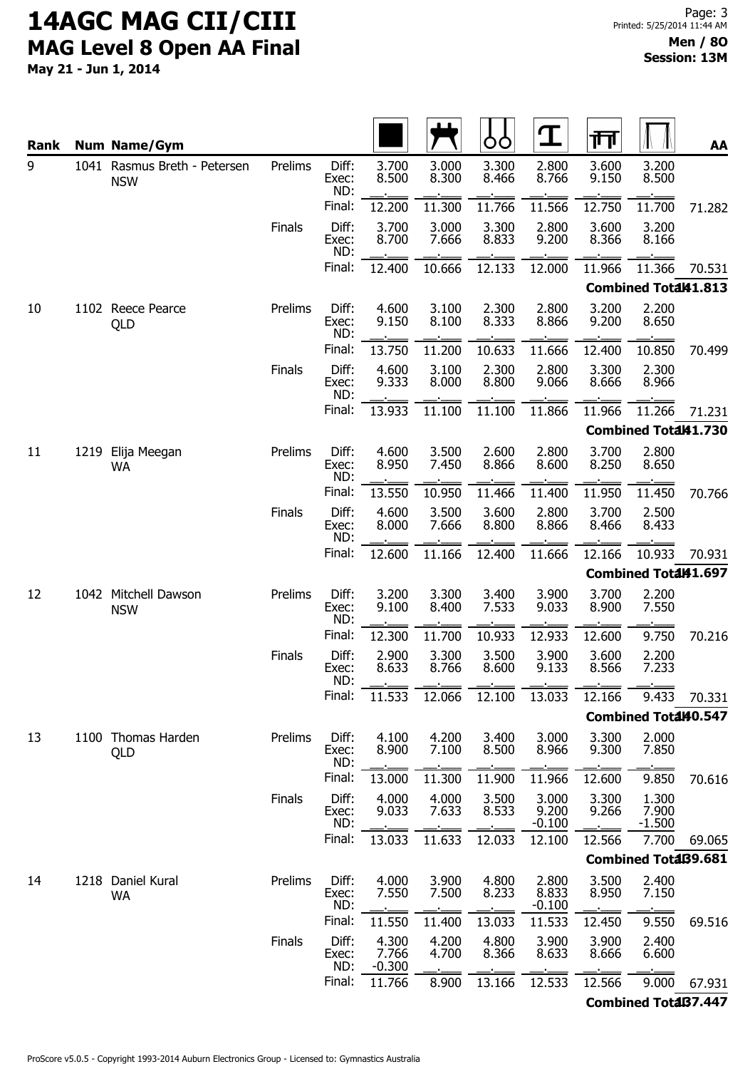# 14AGC MAG CII/CIII

## MAG Level 8 Open AA Final

**May 21 - Jun 1, 2014**

**Men / 8O**
**Session: 13M**

| Rank | Num | Name/Gym | Round | | Floor | Pommel Horse | Rings | Vault | Parallel Bars | High Bar | AA |
|---|---|---|---|---|---|---|---|---|---|---|---|
| 9 | 1041 | Rasmus Breth - Petersen NSW | Prelims | Diff: | 3.700 | 3.000 | 3.300 | 2.800 | 3.600 | 3.200 | |
| | | | | Exec: | 8.500 | 8.300 | 8.466 | 8.766 | 9.150 | 8.500 | |
| | | | | ND: | | | | | | | |
| | | | | Final: | 12.200 | 11.300 | 11.766 | 11.566 | 12.750 | 11.700 | 71.282 |
| | | | Finals | Diff: | 3.700 | 3.000 | 3.300 | 2.800 | 3.600 | 3.200 | |
| | | | | Exec: | 8.700 | 7.666 | 8.833 | 9.200 | 8.366 | 8.166 | |
| | | | | ND: | | | | | | | |
| | | | | Final: | 12.400 | 10.666 | 12.133 | 12.000 | 11.966 | 11.366 | 70.531 |
| | | | | | | | | | | Combined Total: | 141.813 |
| 10 | 1102 | Reece Pearce QLD | Prelims | Diff: | 4.600 | 3.100 | 2.300 | 2.800 | 3.200 | 2.200 | |
| | | | | Exec: | 9.150 | 8.100 | 8.333 | 8.866 | 9.200 | 8.650 | |
| | | | | ND: | | | | | | | |
| | | | | Final: | 13.750 | 11.200 | 10.633 | 11.666 | 12.400 | 10.850 | 70.499 |
| | | | Finals | Diff: | 4.600 | 3.100 | 2.300 | 2.800 | 3.300 | 2.300 | |
| | | | | Exec: | 9.333 | 8.000 | 8.800 | 9.066 | 8.666 | 8.966 | |
| | | | | ND: | | | | | | | |
| | | | | Final: | 13.933 | 11.100 | 11.100 | 11.866 | 11.966 | 11.266 | 71.231 |
| | | | | | | | | | | Combined Total: | 141.730 |
| 11 | 1219 | Elija Meegan WA | Prelims | Diff: | 4.600 | 3.500 | 2.600 | 2.800 | 3.700 | 2.800 | |
| | | | | Exec: | 8.950 | 7.450 | 8.866 | 8.600 | 8.250 | 8.650 | |
| | | | | ND: | | | | | | | |
| | | | | Final: | 13.550 | 10.950 | 11.466 | 11.400 | 11.950 | 11.450 | 70.766 |
| | | | Finals | Diff: | 4.600 | 3.500 | 3.600 | 2.800 | 3.700 | 2.500 | |
| | | | | Exec: | 8.000 | 7.666 | 8.800 | 8.866 | 8.466 | 8.433 | |
| | | | | ND: | | | | | | | |
| | | | | Final: | 12.600 | 11.166 | 12.400 | 11.666 | 12.166 | 10.933 | 70.931 |
| | | | | | | | | | | Combined Total: | 141.697 |
| 12 | 1042 | Mitchell Dawson NSW | Prelims | Diff: | 3.200 | 3.300 | 3.400 | 3.900 | 3.700 | 2.200 | |
| | | | | Exec: | 9.100 | 8.400 | 7.533 | 9.033 | 8.900 | 7.550 | |
| | | | | ND: | | | | | | | |
| | | | | Final: | 12.300 | 11.700 | 10.933 | 12.933 | 12.600 | 9.750 | 70.216 |
| | | | Finals | Diff: | 2.900 | 3.300 | 3.500 | 3.900 | 3.600 | 2.200 | |
| | | | | Exec: | 8.633 | 8.766 | 8.600 | 9.133 | 8.566 | 7.233 | |
| | | | | ND: | | | | | | | |
| | | | | Final: | 11.533 | 12.066 | 12.100 | 13.033 | 12.166 | 9.433 | 70.331 |
| | | | | | | | | | | Combined Total: | 140.547 |
| 13 | 1100 | Thomas Harden QLD | Prelims | Diff: | 4.100 | 4.200 | 3.400 | 3.000 | 3.300 | 2.000 | |
| | | | | Exec: | 8.900 | 7.100 | 8.500 | 8.966 | 9.300 | 7.850 | |
| | | | | ND: | | | | | | | |
| | | | | Final: | 13.000 | 11.300 | 11.900 | 11.966 | 12.600 | 9.850 | 70.616 |
| | | | Finals | Diff: | 4.000 | 4.000 | 3.500 | 3.000 | 3.300 | 1.300 | |
| | | | | Exec: | 9.033 | 7.633 | 8.533 | 9.200 | 9.266 | 7.900 | |
| | | | | ND: | | | | -0.100 | | -1.500 | |
| | | | | Final: | 13.033 | 11.633 | 12.033 | 12.100 | 12.566 | 7.700 | 69.065 |
| | | | | | | | | | | Combined Total: | 139.681 |
| 14 | 1218 | Daniel Kural WA | Prelims | Diff: | 4.000 | 3.900 | 4.800 | 2.800 | 3.500 | 2.400 | |
| | | | | Exec: | 7.550 | 7.500 | 8.233 | 8.833 | 8.950 | 7.150 | |
| | | | | ND: | | | | -0.100 | | | |
| | | | | Final: | 11.550 | 11.400 | 13.033 | 11.533 | 12.450 | 9.550 | 69.516 |
| | | | Finals | Diff: | 4.300 | 4.200 | 4.800 | 3.900 | 3.900 | 2.400 | |
| | | | | Exec: | 7.766 | 4.700 | 8.366 | 8.633 | 8.666 | 6.600 | |
| | | | | ND: | -0.300 | | | | | | |
| | | | | Final: | 11.766 | 8.900 | 13.166 | 12.533 | 12.566 | 9.000 | 67.931 |
| | | | | | | | | | | Combined Total: | 137.447 |

ProScore v5.0.5 - Copyright 1993-2014 Auburn Electronics Group - Licensed to: Gymnastics Australia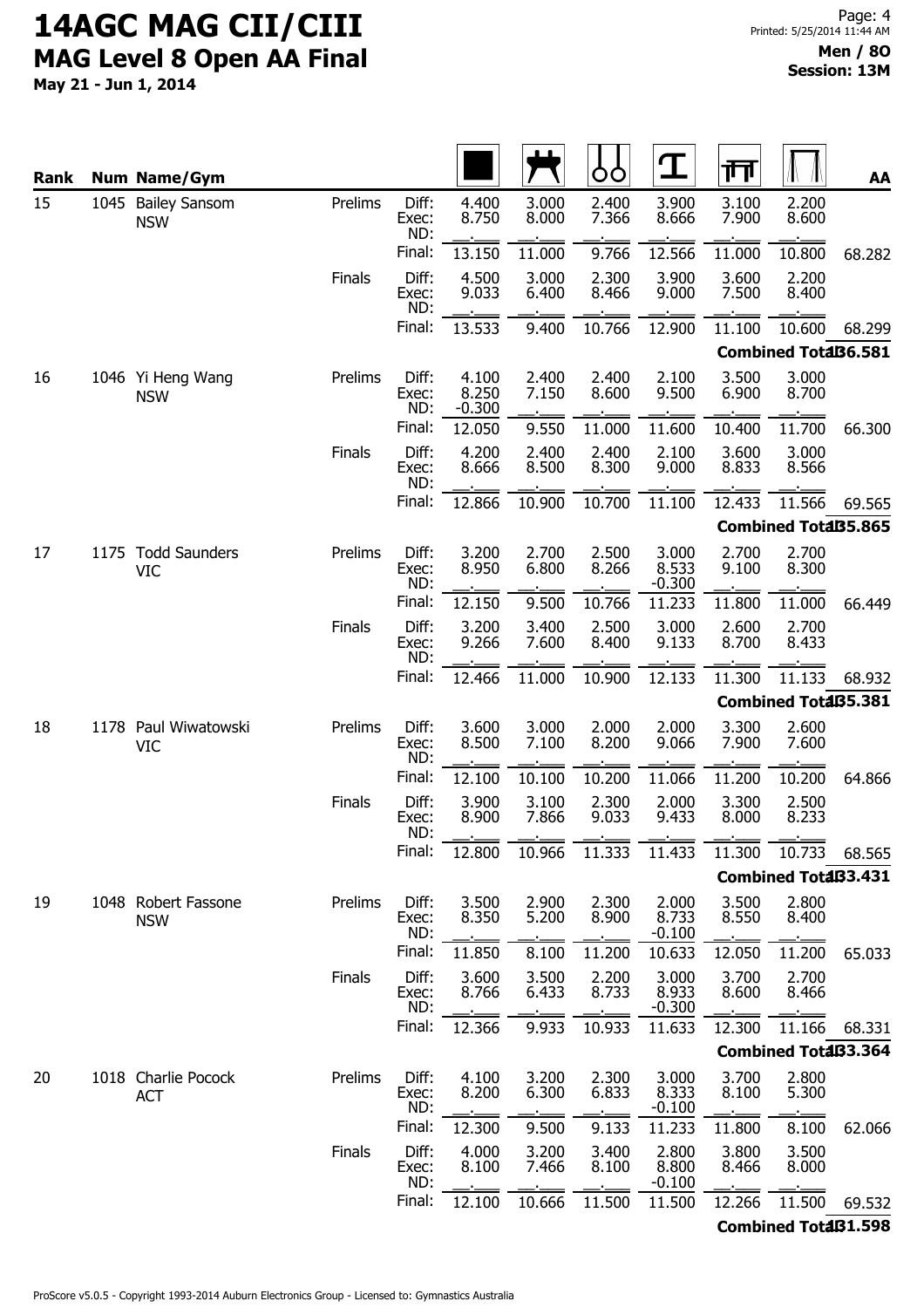# 14AGC MAG CII/CIII
## MAG Level 8 Open AA Final

May 21 - Jun 1, 2014

**Men / 8O**
**Session: 13M**

| Rank | Num | Name/Gym | | | Floor | Pommel Horse | Rings | Vault | Parallel Bars | High Bar | AA |
|---|---|---|---|---|---|---|---|---|---|---|---|
| 15 | 1045 | Bailey Sansom NSW | Prelims | Diff: | 4.400 | 3.000 | 2.400 | 3.900 | 3.100 | 2.200 | |
| | | | | Exec: | 8.750 | 8.000 | 7.366 | 8.666 | 7.900 | 8.600 | |
| | | | | ND: | | | | | | | |
| | | | | Final: | 13.150 | 11.000 | 9.766 | 12.566 | 11.000 | 10.800 | 68.282 |
| | | | Finals | Diff: | 4.500 | 3.000 | 2.300 | 3.900 | 3.600 | 2.200 | |
| | | | | Exec: | 9.033 | 6.400 | 8.466 | 9.000 | 7.500 | 8.400 | |
| | | | | ND: | | | | | | | |
| | | | | Final: | 13.533 | 9.400 | 10.766 | 12.900 | 11.100 | 10.600 | 68.299 |
| | | | | | | | | | | Combined Total: | 136.581 |
| 16 | 1046 | Yi Heng Wang NSW | Prelims | Diff: | 4.100 | 2.400 | 2.400 | 2.100 | 3.500 | 3.000 | |
| | | | | Exec: | 8.250 | 7.150 | 8.600 | 9.500 | 6.900 | 8.700 | |
| | | | | ND: | -0.300 | | | | | | |
| | | | | Final: | 12.050 | 9.550 | 11.000 | 11.600 | 10.400 | 11.700 | 66.300 |
| | | | Finals | Diff: | 4.200 | 2.400 | 2.400 | 2.100 | 3.600 | 3.000 | |
| | | | | Exec: | 8.666 | 8.500 | 8.300 | 9.000 | 8.833 | 8.566 | |
| | | | | ND: | | | | | | | |
| | | | | Final: | 12.866 | 10.900 | 10.700 | 11.100 | 12.433 | 11.566 | 69.565 |
| | | | | | | | | | | Combined Total: | 135.865 |
| 17 | 1175 | Todd Saunders VIC | Prelims | Diff: | 3.200 | 2.700 | 2.500 | 3.000 | 2.700 | 2.700 | |
| | | | | Exec: | 8.950 | 6.800 | 8.266 | 8.533 | 9.100 | 8.300 | |
| | | | | ND: | | | | -0.300 | | | |
| | | | | Final: | 12.150 | 9.500 | 10.766 | 11.233 | 11.800 | 11.000 | 66.449 |
| | | | Finals | Diff: | 3.200 | 3.400 | 2.500 | 3.000 | 2.600 | 2.700 | |
| | | | | Exec: | 9.266 | 7.600 | 8.400 | 9.133 | 8.700 | 8.433 | |
| | | | | ND: | | | | | | | |
| | | | | Final: | 12.466 | 11.000 | 10.900 | 12.133 | 11.300 | 11.133 | 68.932 |
| | | | | | | | | | | Combined Total: | 135.381 |
| 18 | 1178 | Paul Wiwatowski VIC | Prelims | Diff: | 3.600 | 3.000 | 2.000 | 2.000 | 3.300 | 2.600 | |
| | | | | Exec: | 8.500 | 7.100 | 8.200 | 9.066 | 7.900 | 7.600 | |
| | | | | ND: | | | | | | | |
| | | | | Final: | 12.100 | 10.100 | 10.200 | 11.066 | 11.200 | 10.200 | 64.866 |
| | | | Finals | Diff: | 3.900 | 3.100 | 2.300 | 2.000 | 3.300 | 2.500 | |
| | | | | Exec: | 8.900 | 7.866 | 9.033 | 9.433 | 8.000 | 8.233 | |
| | | | | ND: | | | | | | | |
| | | | | Final: | 12.800 | 10.966 | 11.333 | 11.433 | 11.300 | 10.733 | 68.565 |
| | | | | | | | | | | Combined Total: | 133.431 |
| 19 | 1048 | Robert Fassone NSW | Prelims | Diff: | 3.500 | 2.900 | 2.300 | 2.000 | 3.500 | 2.800 | |
| | | | | Exec: | 8.350 | 5.200 | 8.900 | 8.733 | 8.550 | 8.400 | |
| | | | | ND: | | | | -0.100 | | | |
| | | | | Final: | 11.850 | 8.100 | 11.200 | 10.633 | 12.050 | 11.200 | 65.033 |
| | | | Finals | Diff: | 3.600 | 3.500 | 2.200 | 3.000 | 3.700 | 2.700 | |
| | | | | Exec: | 8.766 | 6.433 | 8.733 | 8.933 | 8.600 | 8.466 | |
| | | | | ND: | | | | -0.300 | | | |
| | | | | Final: | 12.366 | 9.933 | 10.933 | 11.633 | 12.300 | 11.166 | 68.331 |
| | | | | | | | | | | Combined Total: | 133.364 |
| 20 | 1018 | Charlie Pocock ACT | Prelims | Diff: | 4.100 | 3.200 | 2.300 | 3.000 | 3.700 | 2.800 | |
| | | | | Exec: | 8.200 | 6.300 | 6.833 | 8.333 | 8.100 | 5.300 | |
| | | | | ND: | | | | -0.100 | | | |
| | | | | Final: | 12.300 | 9.500 | 9.133 | 11.233 | 11.800 | 8.100 | 62.066 |
| | | | Finals | Diff: | 4.000 | 3.200 | 3.400 | 2.800 | 3.800 | 3.500 | |
| | | | | Exec: | 8.100 | 7.466 | 8.100 | 8.800 | 8.466 | 8.000 | |
| | | | | ND: | | | | -0.100 | | | |
| | | | | Final: | 12.100 | 10.666 | 11.500 | 11.500 | 12.266 | 11.500 | 69.532 |
| | | | | | | | | | | Combined Total: | 131.598 |

ProScore v5.0.5 - Copyright 1993-2014 Auburn Electronics Group - Licensed to: Gymnastics Australia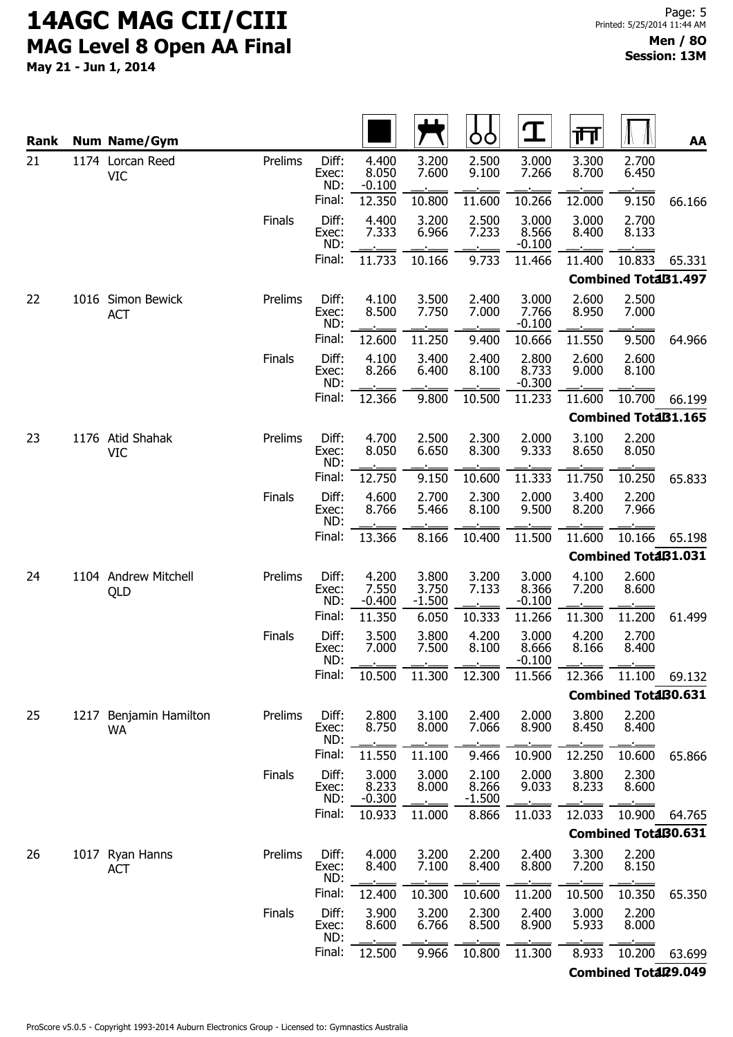# 14AGC MAG CII/CIII

## MAG Level 8 Open AA Final

**May 21 - Jun 1, 2014**

**Men / 8O**
**Session: 13M**

| Rank | Num | Name/Gym | | | Floor | Pommel Horse | Rings | Vault | Parallel Bars | High Bar | AA |
|---|---|---|---|---|---|---|---|---|---|---|---|
| 21 | 1174 | Lorcan Reed VIC | Prelims | Diff: | 4.400 | 3.200 | 2.500 | 3.000 | 3.300 | 2.700 | |
| | | | | Exec: | 8.050 | 7.600 | 9.100 | 7.266 | 8.700 | 6.450 | |
| | | | | ND: | -0.100 | | | | | | |
| | | | | Final: | 12.350 | 10.800 | 11.600 | 10.266 | 12.000 | 9.150 | 66.166 |
| | | | Finals | Diff: | 4.400 | 3.200 | 2.500 | 3.000 | 3.000 | 2.700 | |
| | | | | Exec: | 7.333 | 6.966 | 7.233 | 8.566 | 8.400 | 8.133 | |
| | | | | ND: | | | | -0.100 | | | |
| | | | | Final: | 11.733 | 10.166 | 9.733 | 11.466 | 11.400 | 10.833 | 65.331 |
| | | | | | | | | | | Combined Total | 131.497 |
| 22 | 1016 | Simon Bewick ACT | Prelims | Diff: | 4.100 | 3.500 | 2.400 | 3.000 | 2.600 | 2.500 | |
| | | | | Exec: | 8.500 | 7.750 | 7.000 | 7.766 | 8.950 | 7.000 | |
| | | | | ND: | | | | -0.100 | | | |
| | | | | Final: | 12.600 | 11.250 | 9.400 | 10.666 | 11.550 | 9.500 | 64.966 |
| | | | Finals | Diff: | 4.100 | 3.400 | 2.400 | 2.800 | 2.600 | 2.600 | |
| | | | | Exec: | 8.266 | 6.400 | 8.100 | 8.733 | 9.000 | 8.100 | |
| | | | | ND: | | | | -0.300 | | | |
| | | | | Final: | 12.366 | 9.800 | 10.500 | 11.233 | 11.600 | 10.700 | 66.199 |
| | | | | | | | | | | Combined Total | 131.165 |
| 23 | 1176 | Atid Shahak VIC | Prelims | Diff: | 4.700 | 2.500 | 2.300 | 2.000 | 3.100 | 2.200 | |
| | | | | Exec: | 8.050 | 6.650 | 8.300 | 9.333 | 8.650 | 8.050 | |
| | | | | ND: | | | | | | | |
| | | | | Final: | 12.750 | 9.150 | 10.600 | 11.333 | 11.750 | 10.250 | 65.833 |
| | | | Finals | Diff: | 4.600 | 2.700 | 2.300 | 2.000 | 3.400 | 2.200 | |
| | | | | Exec: | 8.766 | 5.466 | 8.100 | 9.500 | 8.200 | 7.966 | |
| | | | | ND: | | | | | | | |
| | | | | Final: | 13.366 | 8.166 | 10.400 | 11.500 | 11.600 | 10.166 | 65.198 |
| | | | | | | | | | | Combined Total | 131.031 |
| 24 | 1104 | Andrew Mitchell QLD | Prelims | Diff: | 4.200 | 3.800 | 3.200 | 3.000 | 4.100 | 2.600 | |
| | | | | Exec: | 7.550 | 3.750 | 7.133 | 8.366 | 7.200 | 8.600 | |
| | | | | ND: | -0.400 | -1.500 | | -0.100 | | | |
| | | | | Final: | 11.350 | 6.050 | 10.333 | 11.266 | 11.300 | 11.200 | 61.499 |
| | | | Finals | Diff: | 3.500 | 3.800 | 4.200 | 3.000 | 4.200 | 2.700 | |
| | | | | Exec: | 7.000 | 7.500 | 8.100 | 8.666 | 8.166 | 8.400 | |
| | | | | ND: | | | | -0.100 | | | |
| | | | | Final: | 10.500 | 11.300 | 12.300 | 11.566 | 12.366 | 11.100 | 69.132 |
| | | | | | | | | | | Combined Total | 130.631 |
| 25 | 1217 | Benjamin Hamilton WA | Prelims | Diff: | 2.800 | 3.100 | 2.400 | 2.000 | 3.800 | 2.200 | |
| | | | | Exec: | 8.750 | 8.000 | 7.066 | 8.900 | 8.450 | 8.400 | |
| | | | | ND: | | | | | | | |
| | | | | Final: | 11.550 | 11.100 | 9.466 | 10.900 | 12.250 | 10.600 | 65.866 |
| | | | Finals | Diff: | 3.000 | 3.000 | 2.100 | 2.000 | 3.800 | 2.300 | |
| | | | | Exec: | 8.233 | 8.000 | 8.266 | 9.033 | 8.233 | 8.600 | |
| | | | | ND: | -0.300 | | -1.500 | | | | |
| | | | | Final: | 10.933 | 11.000 | 8.866 | 11.033 | 12.033 | 10.900 | 64.765 |
| | | | | | | | | | | Combined Total | 130.631 |
| 26 | 1017 | Ryan Hanns ACT | Prelims | Diff: | 4.000 | 3.200 | 2.200 | 2.400 | 3.300 | 2.200 | |
| | | | | Exec: | 8.400 | 7.100 | 8.400 | 8.800 | 7.200 | 8.150 | |
| | | | | ND: | | | | | | | |
| | | | | Final: | 12.400 | 10.300 | 10.600 | 11.200 | 10.500 | 10.350 | 65.350 |
| | | | Finals | Diff: | 3.900 | 3.200 | 2.300 | 2.400 | 3.000 | 2.200 | |
| | | | | Exec: | 8.600 | 6.766 | 8.500 | 8.900 | 5.933 | 8.000 | |
| | | | | ND: | | | | | | | |
| | | | | Final: | 12.500 | 9.966 | 10.800 | 11.300 | 8.933 | 10.200 | 63.699 |
| | | | | | | | | | | Combined Total | 129.049 |

ProScore v5.0.5 - Copyright 1993-2014 Auburn Electronics Group - Licensed to: Gymnastics Australia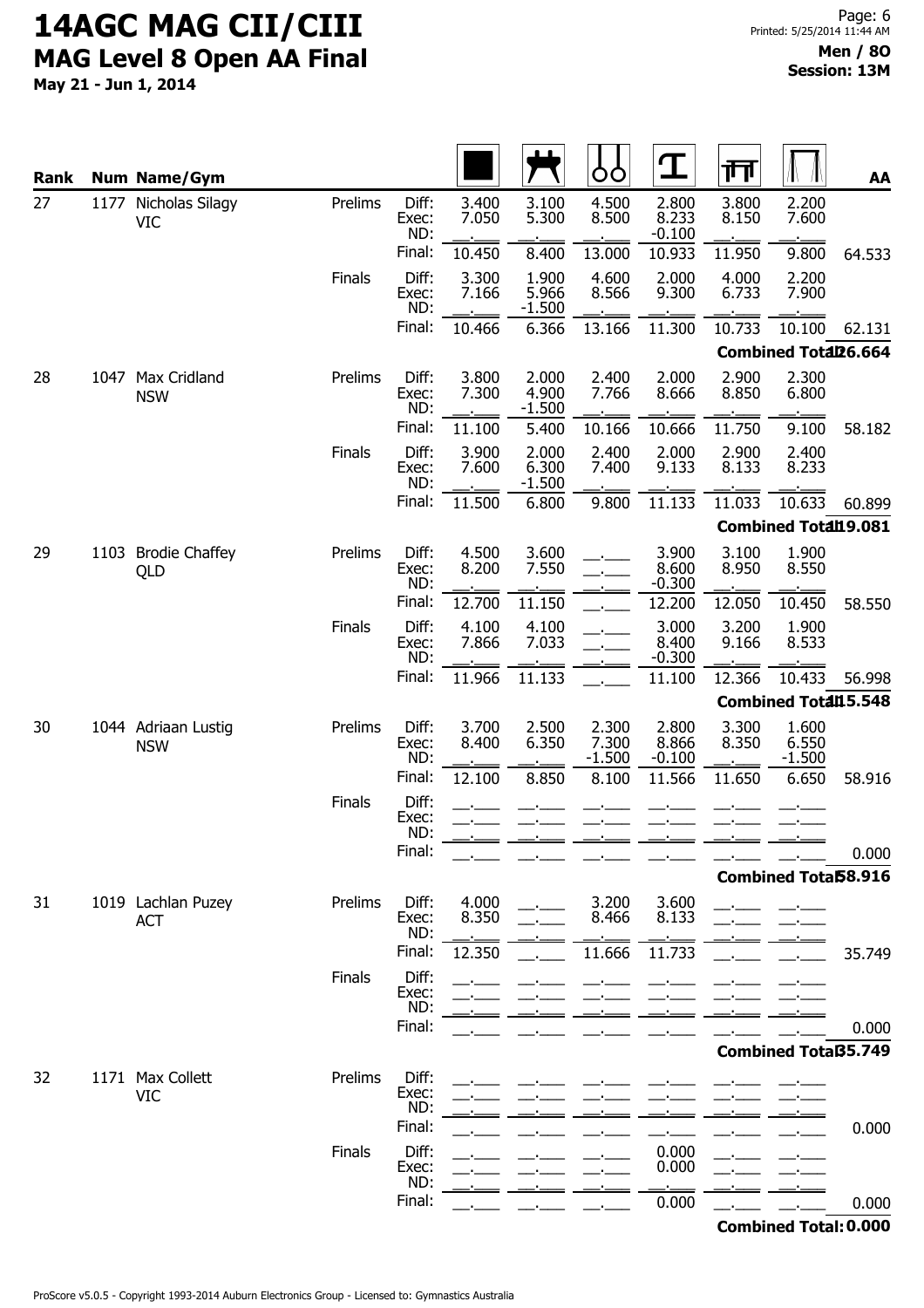# 14AGC MAG CII/CIII

## MAG Level 8 Open AA Final

**May 21 - Jun 1, 2014**

**Men / 8O**
**Session: 13M**

| Rank | Num | Name/Gym | | | Floor | Pommel Horse | Rings | Vault | Parallel Bars | High Bar | AA |
|---|---|---|---|---|---|---|---|---|---|---|---|
| 27 | 1177 | Nicholas Silagy VIC | Prelims | Diff: | 3.400 | 3.100 | 4.500 | 2.800 | 3.800 | 2.200 | |
| | | | | Exec: | 7.050 | 5.300 | 8.500 | 8.233 | 8.150 | 7.600 | |
| | | | | ND: | | | | -0.100 | | | |
| | | | | Final: | 10.450 | 8.400 | 13.000 | 10.933 | 11.950 | 9.800 | 64.533 |
| | | | Finals | Diff: | 3.300 | 1.900 | 4.600 | 2.000 | 4.000 | 2.200 | |
| | | | | Exec: | 7.166 | 5.966 | 8.566 | 9.300 | 6.733 | 7.900 | |
| | | | | ND: | | -1.500 | | | | | |
| | | | | Final: | 10.466 | 6.366 | 13.166 | 11.300 | 10.733 | 10.100 | 62.131 |
| | | | | | | | | | | Combined Total: | 126.664 |
| 28 | 1047 | Max Cridland NSW | Prelims | Diff: | 3.800 | 2.000 | 2.400 | 2.000 | 2.900 | 2.300 | |
| | | | | Exec: | 7.300 | 4.900 | 7.766 | 8.666 | 8.850 | 6.800 | |
| | | | | ND: | | -1.500 | | | | | |
| | | | | Final: | 11.100 | 5.400 | 10.166 | 10.666 | 11.750 | 9.100 | 58.182 |
| | | | Finals | Diff: | 3.900 | 2.000 | 2.400 | 2.000 | 2.900 | 2.400 | |
| | | | | Exec: | 7.600 | 6.300 | 7.400 | 9.133 | 8.133 | 8.233 | |
| | | | | ND: | | -1.500 | | | | | |
| | | | | Final: | 11.500 | 6.800 | 9.800 | 11.133 | 11.033 | 10.633 | 60.899 |
| | | | | | | | | | | Combined Total: | 119.081 |
| 29 | 1103 | Brodie Chaffey QLD | Prelims | Diff: | 4.500 | 3.600 | | 3.900 | 3.100 | 1.900 | |
| | | | | Exec: | 8.200 | 7.550 | | 8.600 | 8.950 | 8.550 | |
| | | | | ND: | | | | -0.300 | | | |
| | | | | Final: | 12.700 | 11.150 | | 12.200 | 12.050 | 10.450 | 58.550 |
| | | | Finals | Diff: | 4.100 | 4.100 | | 3.000 | 3.200 | 1.900 | |
| | | | | Exec: | 7.866 | 7.033 | | 8.400 | 9.166 | 8.533 | |
| | | | | ND: | | | | -0.300 | | | |
| | | | | Final: | 11.966 | 11.133 | | 11.100 | 12.366 | 10.433 | 56.998 |
| | | | | | | | | | | Combined Total: | 115.548 |
| 30 | 1044 | Adriaan Lustig NSW | Prelims | Diff: | 3.700 | 2.500 | 2.300 | 2.800 | 3.300 | 1.600 | |
| | | | | Exec: | 8.400 | 6.350 | 7.300 | 8.866 | 8.350 | 6.550 | |
| | | | | ND: | | | -1.500 | -0.100 | | -1.500 | |
| | | | | Final: | 12.100 | 8.850 | 8.100 | 11.566 | 11.650 | 6.650 | 58.916 |
| | | | Finals | Diff: | | | | | | | |
| | | | | Exec: | | | | | | | |
| | | | | ND: | | | | | | | |
| | | | | Final: | | | | | | | 0.000 |
| | | | | | | | | | | Combined Total: | 58.916 |
| 31 | 1019 | Lachlan Puzey ACT | Prelims | Diff: | 4.000 | | 3.200 | 3.600 | | | |
| | | | | Exec: | 8.350 | | 8.466 | 8.133 | | | |
| | | | | ND: | | | | | | | |
| | | | | Final: | 12.350 | | 11.666 | 11.733 | | | 35.749 |
| | | | Finals | Diff: | | | | | | | |
| | | | | Exec: | | | | | | | |
| | | | | ND: | | | | | | | |
| | | | | Final: | | | | | | | 0.000 |
| | | | | | | | | | | Combined Total: | 35.749 |
| 32 | 1171 | Max Collett VIC | Prelims | Diff: | | | | | | | |
| | | | | Exec: | | | | | | | |
| | | | | ND: | | | | | | | |
| | | | | Final: | | | | | | | 0.000 |
| | | | Finals | Diff: | | | | 0.000 | | | |
| | | | | Exec: | | | | 0.000 | | | |
| | | | | ND: | | | | | | | |
| | | | | Final: | | | | 0.000 | | | 0.000 |
| | | | | | | | | | | Combined Total: | 0.000 |

ProScore v5.0.5 - Copyright 1993-2014 Auburn Electronics Group - Licensed to: Gymnastics Australia